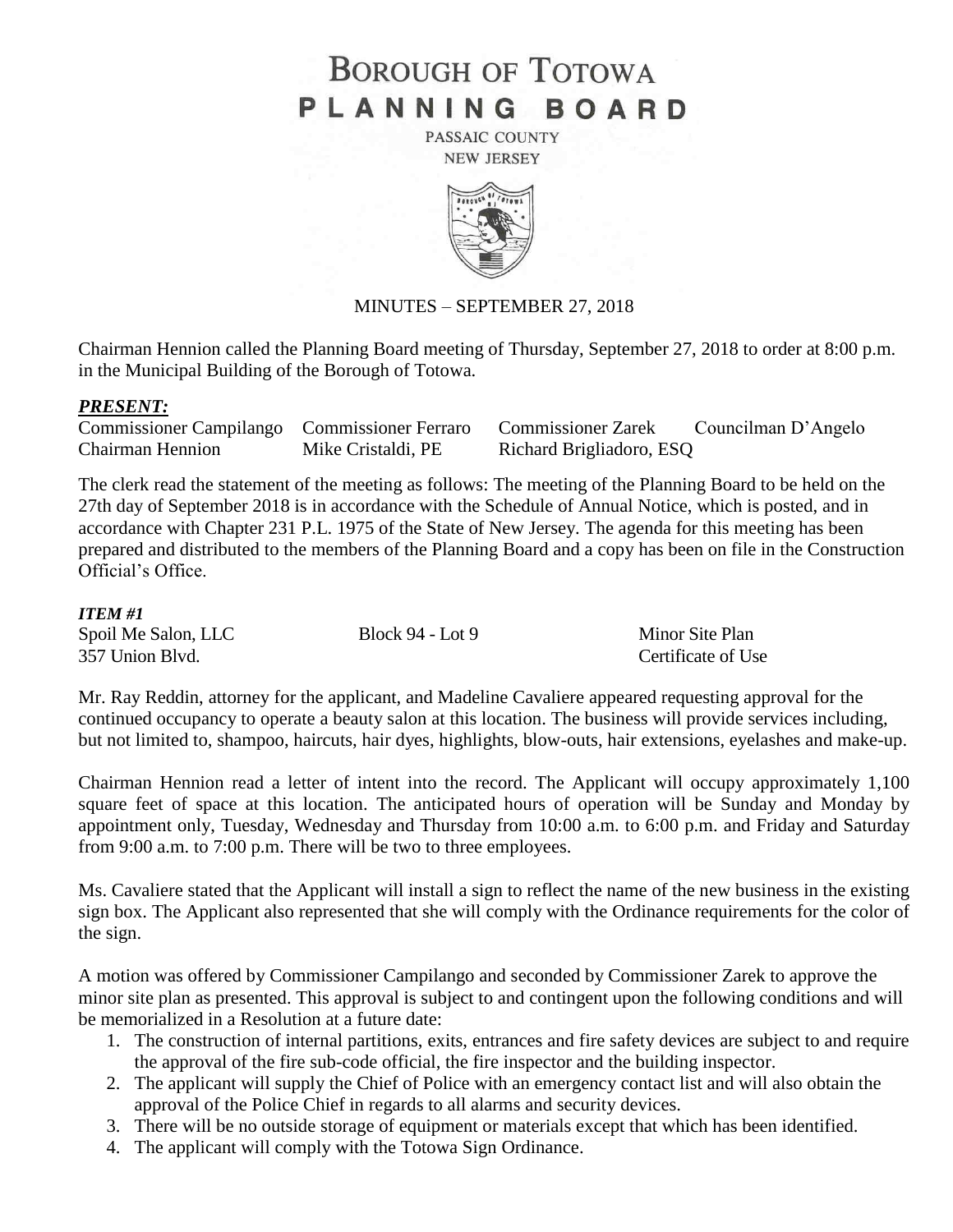# BOROUGH OF TOTOWA
# PLANNING BOARD

PASSAIC COUNTY
NEW JERSEY

MINUTES – SEPTEMBER 27, 2018

Chairman Hennion called the Planning Board meeting of Thursday, September 27, 2018 to order at 8:00 p.m. in the Municipal Building of the Borough of Totowa.

***PRESENT:***

| | | | |
|---|---|---|---|
| Commissioner Campilango | Commissioner Ferraro | Commissioner Zarek | Councilman D'Angelo |
| Chairman Hennion | Mike Cristaldi, PE | Richard Brigliadoro, ESQ | |

The clerk read the statement of the meeting as follows: The meeting of the Planning Board to be held on the 27th day of September 2018 is in accordance with the Schedule of Annual Notice, which is posted, and in accordance with Chapter 231 P.L. 1975 of the State of New Jersey. The agenda for this meeting has been prepared and distributed to the members of the Planning Board and a copy has been on file in the Construction Official's Office.

***ITEM #1***

| | | |
|---|---|---|
| Spoil Me Salon, LLC | Block 94 - Lot 9 | Minor Site Plan |
| 357 Union Blvd. | | Certificate of Use |

Mr. Ray Reddin, attorney for the applicant, and Madeline Cavaliere appeared requesting approval for the continued occupancy to operate a beauty salon at this location. The business will provide services including, but not limited to, shampoo, haircuts, hair dyes, highlights, blow-outs, hair extensions, eyelashes and make-up.

Chairman Hennion read a letter of intent into the record. The Applicant will occupy approximately 1,100 square feet of space at this location. The anticipated hours of operation will be Sunday and Monday by appointment only, Tuesday, Wednesday and Thursday from 10:00 a.m. to 6:00 p.m. and Friday and Saturday from 9:00 a.m. to 7:00 p.m. There will be two to three employees.

Ms. Cavaliere stated that the Applicant will install a sign to reflect the name of the new business in the existing sign box. The Applicant also represented that she will comply with the Ordinance requirements for the color of the sign.

A motion was offered by Commissioner Campilango and seconded by Commissioner Zarek to approve the minor site plan as presented. This approval is subject to and contingent upon the following conditions and will be memorialized in a Resolution at a future date:

1. The construction of internal partitions, exits, entrances and fire safety devices are subject to and require the approval of the fire sub-code official, the fire inspector and the building inspector.
2. The applicant will supply the Chief of Police with an emergency contact list and will also obtain the approval of the Police Chief in regards to all alarms and security devices.
3. There will be no outside storage of equipment or materials except that which has been identified.
4. The applicant will comply with the Totowa Sign Ordinance.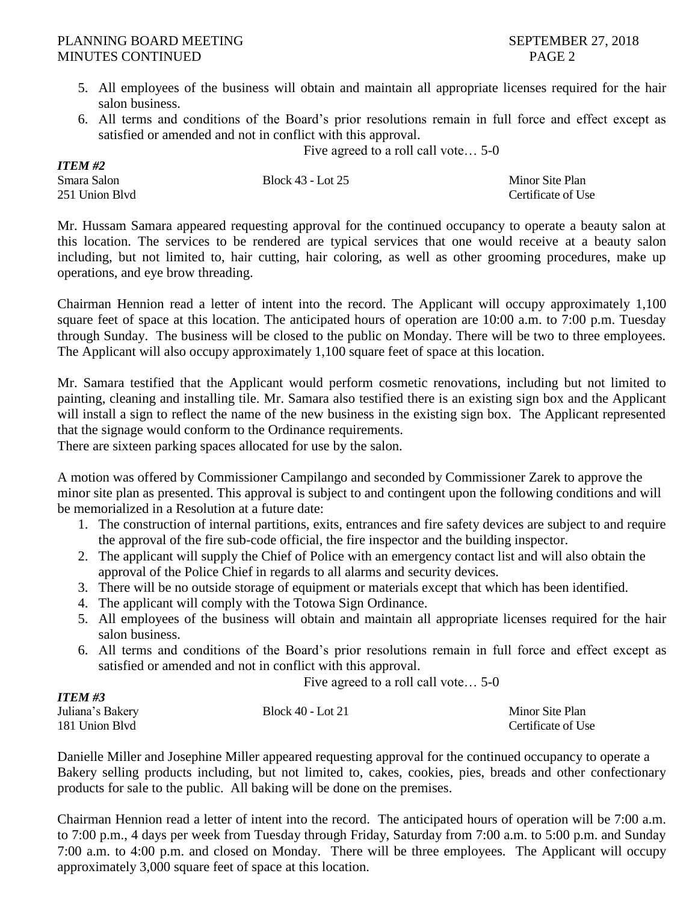5. All employees of the business will obtain and maintain all appropriate licenses required for the hair salon business.
6. All terms and conditions of the Board's prior resolutions remain in full force and effect except as satisfied or amended and not in conflict with this approval.

Five agreed to a roll call vote… 5-0

***ITEM #2***

| | | |
|---|---|---|
| Smara Salon | Block 43 - Lot 25 | Minor Site Plan |
| 251 Union Blvd | | Certificate of Use |

Mr. Hussam Samara appeared requesting approval for the continued occupancy to operate a beauty salon at this location. The services to be rendered are typical services that one would receive at a beauty salon including, but not limited to, hair cutting, hair coloring, as well as other grooming procedures, make up operations, and eye brow threading.

Chairman Hennion read a letter of intent into the record. The Applicant will occupy approximately 1,100 square feet of space at this location. The anticipated hours of operation are 10:00 a.m. to 7:00 p.m. Tuesday through Sunday. The business will be closed to the public on Monday. There will be two to three employees. The Applicant will also occupy approximately 1,100 square feet of space at this location.

Mr. Samara testified that the Applicant would perform cosmetic renovations, including but not limited to painting, cleaning and installing tile. Mr. Samara also testified there is an existing sign box and the Applicant will install a sign to reflect the name of the new business in the existing sign box. The Applicant represented that the signage would conform to the Ordinance requirements.
There are sixteen parking spaces allocated for use by the salon.

A motion was offered by Commissioner Campilango and seconded by Commissioner Zarek to approve the minor site plan as presented. This approval is subject to and contingent upon the following conditions and will be memorialized in a Resolution at a future date:

1. The construction of internal partitions, exits, entrances and fire safety devices are subject to and require the approval of the fire sub-code official, the fire inspector and the building inspector.
2. The applicant will supply the Chief of Police with an emergency contact list and will also obtain the approval of the Police Chief in regards to all alarms and security devices.
3. There will be no outside storage of equipment or materials except that which has been identified.
4. The applicant will comply with the Totowa Sign Ordinance.
5. All employees of the business will obtain and maintain all appropriate licenses required for the hair salon business.
6. All terms and conditions of the Board's prior resolutions remain in full force and effect except as satisfied or amended and not in conflict with this approval.

Five agreed to a roll call vote… 5-0

***ITEM #3***

| | | |
|---|---|---|
| Juliana's Bakery | Block 40 - Lot 21 | Minor Site Plan |
| 181 Union Blvd | | Certificate of Use |

Danielle Miller and Josephine Miller appeared requesting approval for the continued occupancy to operate a Bakery selling products including, but not limited to, cakes, cookies, pies, breads and other confectionary products for sale to the public. All baking will be done on the premises.

Chairman Hennion read a letter of intent into the record. The anticipated hours of operation will be 7:00 a.m. to 7:00 p.m., 4 days per week from Tuesday through Friday, Saturday from 7:00 a.m. to 5:00 p.m. and Sunday 7:00 a.m. to 4:00 p.m. and closed on Monday. There will be three employees. The Applicant will occupy approximately 3,000 square feet of space at this location.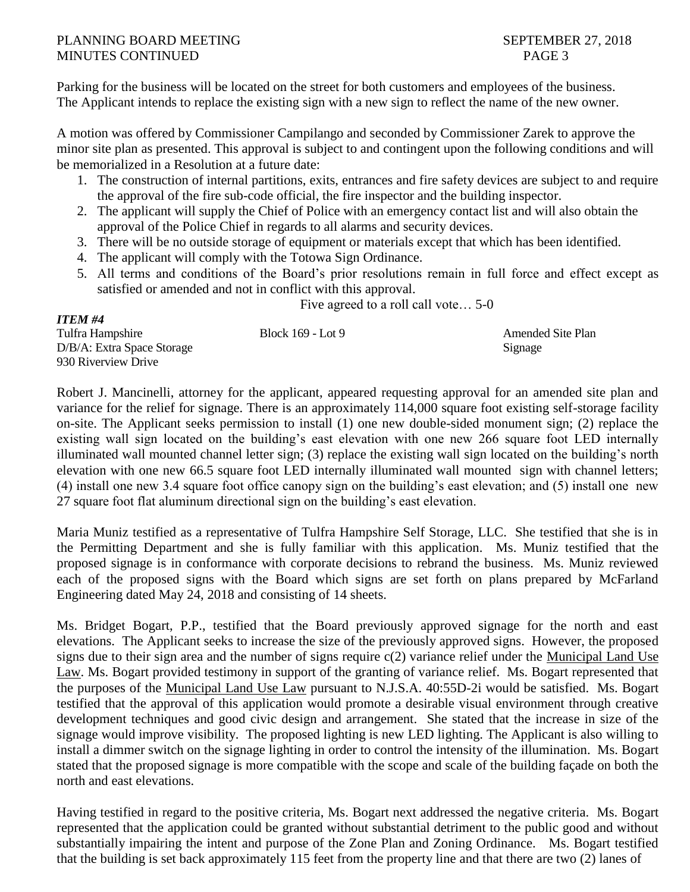Parking for the business will be located on the street for both customers and employees of the business. The Applicant intends to replace the existing sign with a new sign to reflect the name of the new owner.

A motion was offered by Commissioner Campilango and seconded by Commissioner Zarek to approve the minor site plan as presented. This approval is subject to and contingent upon the following conditions and will be memorialized in a Resolution at a future date:

1. The construction of internal partitions, exits, entrances and fire safety devices are subject to and require the approval of the fire sub-code official, the fire inspector and the building inspector.
2. The applicant will supply the Chief of Police with an emergency contact list and will also obtain the approval of the Police Chief in regards to all alarms and security devices.
3. There will be no outside storage of equipment or materials except that which has been identified.
4. The applicant will comply with the Totowa Sign Ordinance.
5. All terms and conditions of the Board's prior resolutions remain in full force and effect except as satisfied or amended and not in conflict with this approval.

Five agreed to a roll call vote… 5-0

***ITEM #4***

| | | |
|---|---|---|
| Tulfra Hampshire | Block 169 - Lot 9 | Amended Site Plan |
| D/B/A: Extra Space Storage | | Signage |
| 930 Riverview Drive | | |

Robert J. Mancinelli, attorney for the applicant, appeared requesting approval for an amended site plan and variance for the relief for signage. There is an approximately 114,000 square foot existing self-storage facility on-site. The Applicant seeks permission to install (1) one new double-sided monument sign; (2) replace the existing wall sign located on the building's east elevation with one new 266 square foot LED internally illuminated wall mounted channel letter sign; (3) replace the existing wall sign located on the building's north elevation with one new 66.5 square foot LED internally illuminated wall mounted sign with channel letters; (4) install one new 3.4 square foot office canopy sign on the building's east elevation; and (5) install one new 27 square foot flat aluminum directional sign on the building's east elevation.

Maria Muniz testified as a representative of Tulfra Hampshire Self Storage, LLC. She testified that she is in the Permitting Department and she is fully familiar with this application. Ms. Muniz testified that the proposed signage is in conformance with corporate decisions to rebrand the business. Ms. Muniz reviewed each of the proposed signs with the Board which signs are set forth on plans prepared by McFarland Engineering dated May 24, 2018 and consisting of 14 sheets.

Ms. Bridget Bogart, P.P., testified that the Board previously approved signage for the north and east elevations. The Applicant seeks to increase the size of the previously approved signs. However, the proposed signs due to their sign area and the number of signs require c(2) variance relief under the Municipal Land Use Law. Ms. Bogart provided testimony in support of the granting of variance relief. Ms. Bogart represented that the purposes of the Municipal Land Use Law pursuant to N.J.S.A. 40:55D-2i would be satisfied. Ms. Bogart testified that the approval of this application would promote a desirable visual environment through creative development techniques and good civic design and arrangement. She stated that the increase in size of the signage would improve visibility. The proposed lighting is new LED lighting. The Applicant is also willing to install a dimmer switch on the signage lighting in order to control the intensity of the illumination. Ms. Bogart stated that the proposed signage is more compatible with the scope and scale of the building façade on both the north and east elevations.

Having testified in regard to the positive criteria, Ms. Bogart next addressed the negative criteria. Ms. Bogart represented that the application could be granted without substantial detriment to the public good and without substantially impairing the intent and purpose of the Zone Plan and Zoning Ordinance. Ms. Bogart testified that the building is set back approximately 115 feet from the property line and that there are two (2) lanes of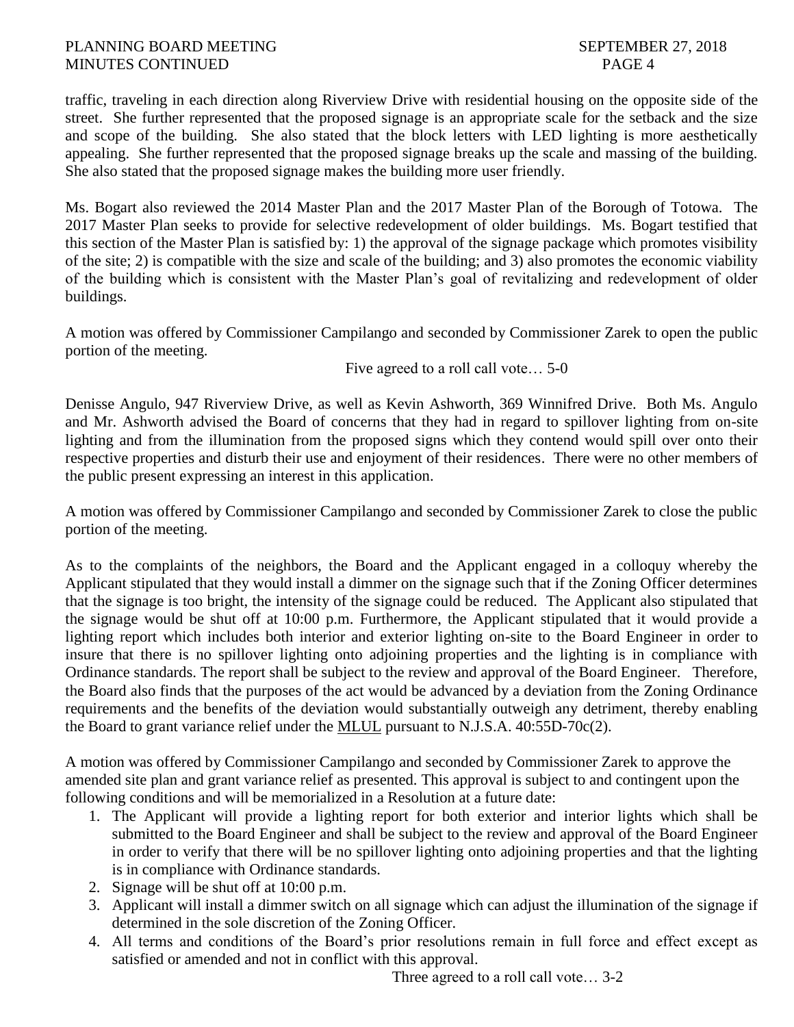traffic, traveling in each direction along Riverview Drive with residential housing on the opposite side of the street. She further represented that the proposed signage is an appropriate scale for the setback and the size and scope of the building. She also stated that the block letters with LED lighting is more aesthetically appealing. She further represented that the proposed signage breaks up the scale and massing of the building. She also stated that the proposed signage makes the building more user friendly.

Ms. Bogart also reviewed the 2014 Master Plan and the 2017 Master Plan of the Borough of Totowa. The 2017 Master Plan seeks to provide for selective redevelopment of older buildings. Ms. Bogart testified that this section of the Master Plan is satisfied by: 1) the approval of the signage package which promotes visibility of the site; 2) is compatible with the size and scale of the building; and 3) also promotes the economic viability of the building which is consistent with the Master Plan's goal of revitalizing and redevelopment of older buildings.

A motion was offered by Commissioner Campilango and seconded by Commissioner Zarek to open the public portion of the meeting.

Five agreed to a roll call vote… 5-0

Denisse Angulo, 947 Riverview Drive, as well as Kevin Ashworth, 369 Winnifred Drive. Both Ms. Angulo and Mr. Ashworth advised the Board of concerns that they had in regard to spillover lighting from on-site lighting and from the illumination from the proposed signs which they contend would spill over onto their respective properties and disturb their use and enjoyment of their residences. There were no other members of the public present expressing an interest in this application.

A motion was offered by Commissioner Campilango and seconded by Commissioner Zarek to close the public portion of the meeting.

As to the complaints of the neighbors, the Board and the Applicant engaged in a colloquy whereby the Applicant stipulated that they would install a dimmer on the signage such that if the Zoning Officer determines that the signage is too bright, the intensity of the signage could be reduced. The Applicant also stipulated that the signage would be shut off at 10:00 p.m. Furthermore, the Applicant stipulated that it would provide a lighting report which includes both interior and exterior lighting on-site to the Board Engineer in order to insure that there is no spillover lighting onto adjoining properties and the lighting is in compliance with Ordinance standards. The report shall be subject to the review and approval of the Board Engineer. Therefore, the Board also finds that the purposes of the act would be advanced by a deviation from the Zoning Ordinance requirements and the benefits of the deviation would substantially outweigh any detriment, thereby enabling the Board to grant variance relief under the MLUL pursuant to N.J.S.A. 40:55D-70c(2).

A motion was offered by Commissioner Campilango and seconded by Commissioner Zarek to approve the amended site plan and grant variance relief as presented. This approval is subject to and contingent upon the following conditions and will be memorialized in a Resolution at a future date:

1. The Applicant will provide a lighting report for both exterior and interior lights which shall be submitted to the Board Engineer and shall be subject to the review and approval of the Board Engineer in order to verify that there will be no spillover lighting onto adjoining properties and that the lighting is in compliance with Ordinance standards.
2. Signage will be shut off at 10:00 p.m.
3. Applicant will install a dimmer switch on all signage which can adjust the illumination of the signage if determined in the sole discretion of the Zoning Officer.
4. All terms and conditions of the Board's prior resolutions remain in full force and effect except as satisfied or amended and not in conflict with this approval.

Three agreed to a roll call vote… 3-2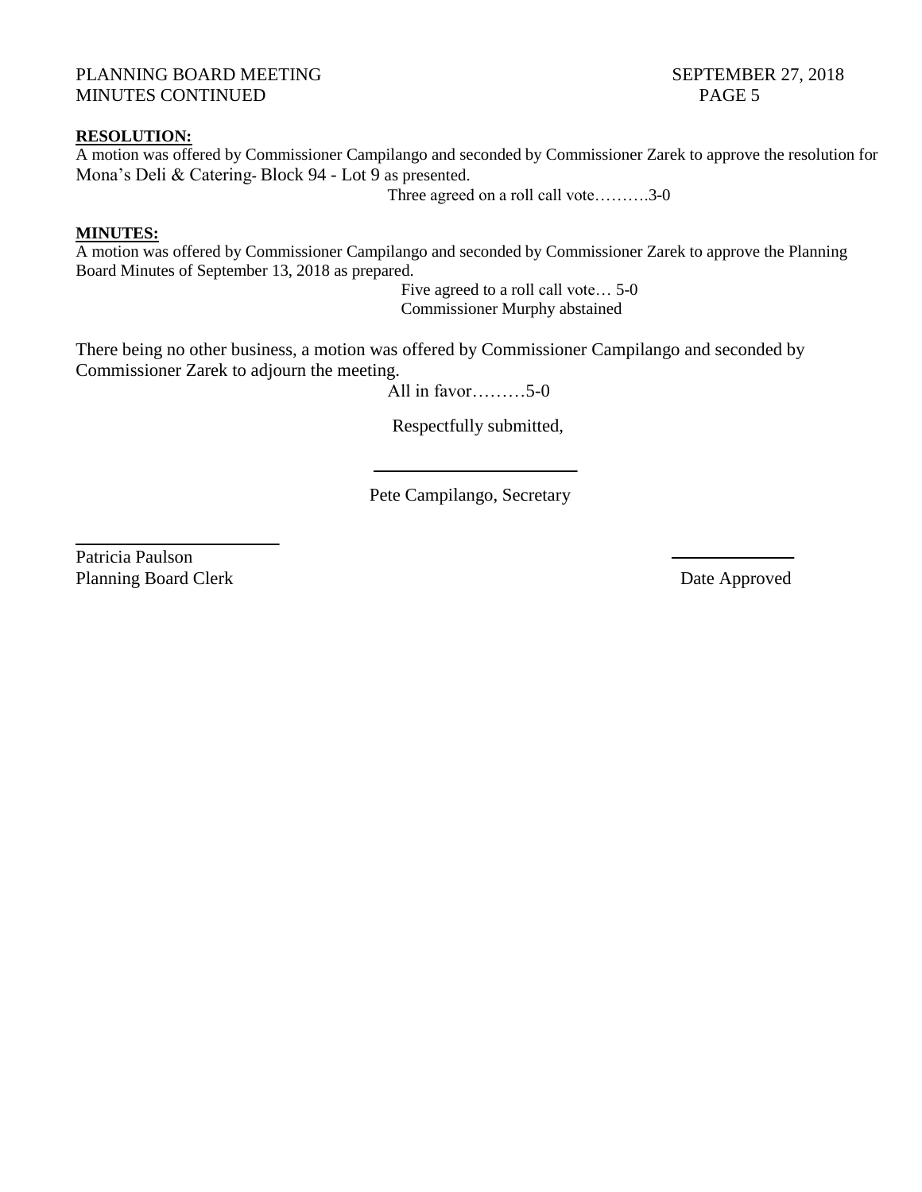**RESOLUTION:**

A motion was offered by Commissioner Campilango and seconded by Commissioner Zarek to approve the resolution for Mona's Deli & Catering- Block 94 - Lot 9 as presented.

Three agreed on a roll call vote……….3-0

**MINUTES:**

A motion was offered by Commissioner Campilango and seconded by Commissioner Zarek to approve the Planning Board Minutes of September 13, 2018 as prepared.

Five agreed to a roll call vote… 5-0
Commissioner Murphy abstained

There being no other business, a motion was offered by Commissioner Campilango and seconded by Commissioner Zarek to adjourn the meeting.

All in favor………5-0

Respectfully submitted,

______________________

Pete Campilango, Secretary

______________________

Patricia Paulson
Planning Board Clerk

______________

Date Approved